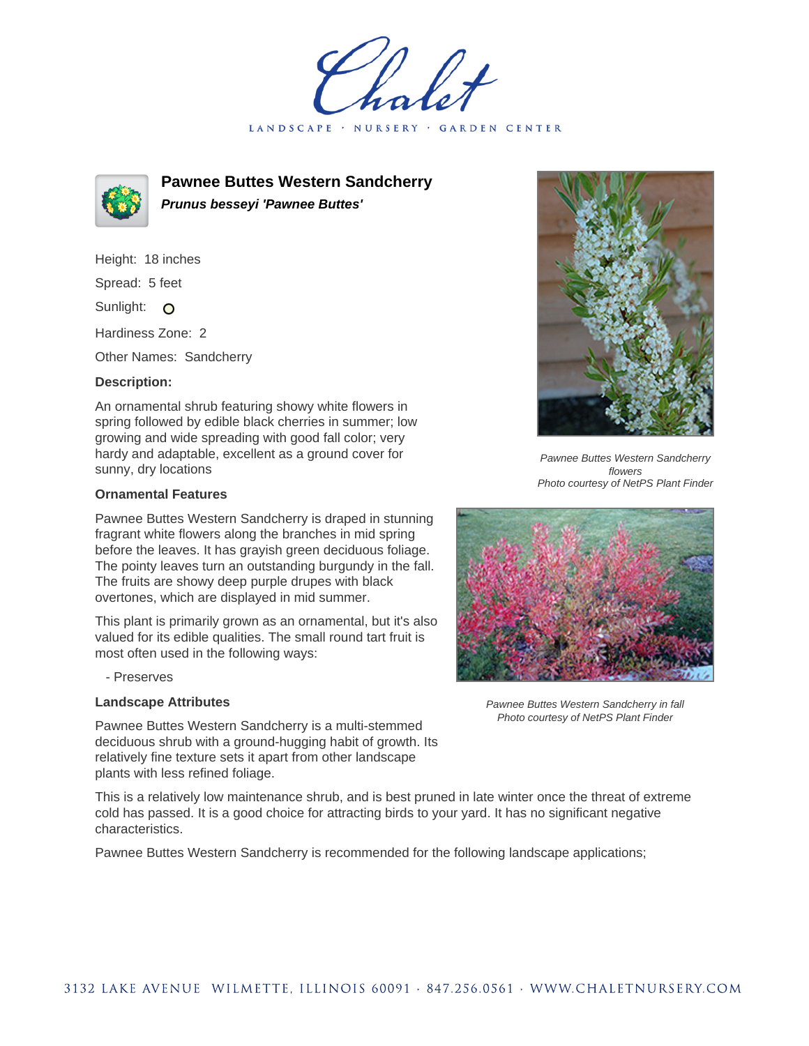# Pawnee Buttes Western Sandcherry

***Prunus besseyi 'Pawnee Buttes'***

Height: 18 inches

Spread: 5 feet

Sunlight: O

Hardiness Zone: 2

Other Names: Sandcherry

**Description:**

An ornamental shrub featuring showy white flowers in spring followed by edible black cherries in summer; low growing and wide spreading with good fall color; very hardy and adaptable, excellent as a ground cover for sunny, dry locations

*Pawnee Buttes Western Sandcherry flowers*
*Photo courtesy of NetPS Plant Finder*

**Ornamental Features**

Pawnee Buttes Western Sandcherry is draped in stunning fragrant white flowers along the branches in mid spring before the leaves. It has grayish green deciduous foliage. The pointy leaves turn an outstanding burgundy in the fall. The fruits are showy deep purple drupes with black overtones, which are displayed in mid summer.

This plant is primarily grown as an ornamental, but it's also valued for its edible qualities. The small round tart fruit is most often used in the following ways:

- Preserves

*Pawnee Buttes Western Sandcherry in fall*
*Photo courtesy of NetPS Plant Finder*

**Landscape Attributes**

Pawnee Buttes Western Sandcherry is a multi-stemmed deciduous shrub with a ground-hugging habit of growth. Its relatively fine texture sets it apart from other landscape plants with less refined foliage.

This is a relatively low maintenance shrub, and is best pruned in late winter once the threat of extreme cold has passed. It is a good choice for attracting birds to your yard. It has no significant negative characteristics.

Pawnee Buttes Western Sandcherry is recommended for the following landscape applications;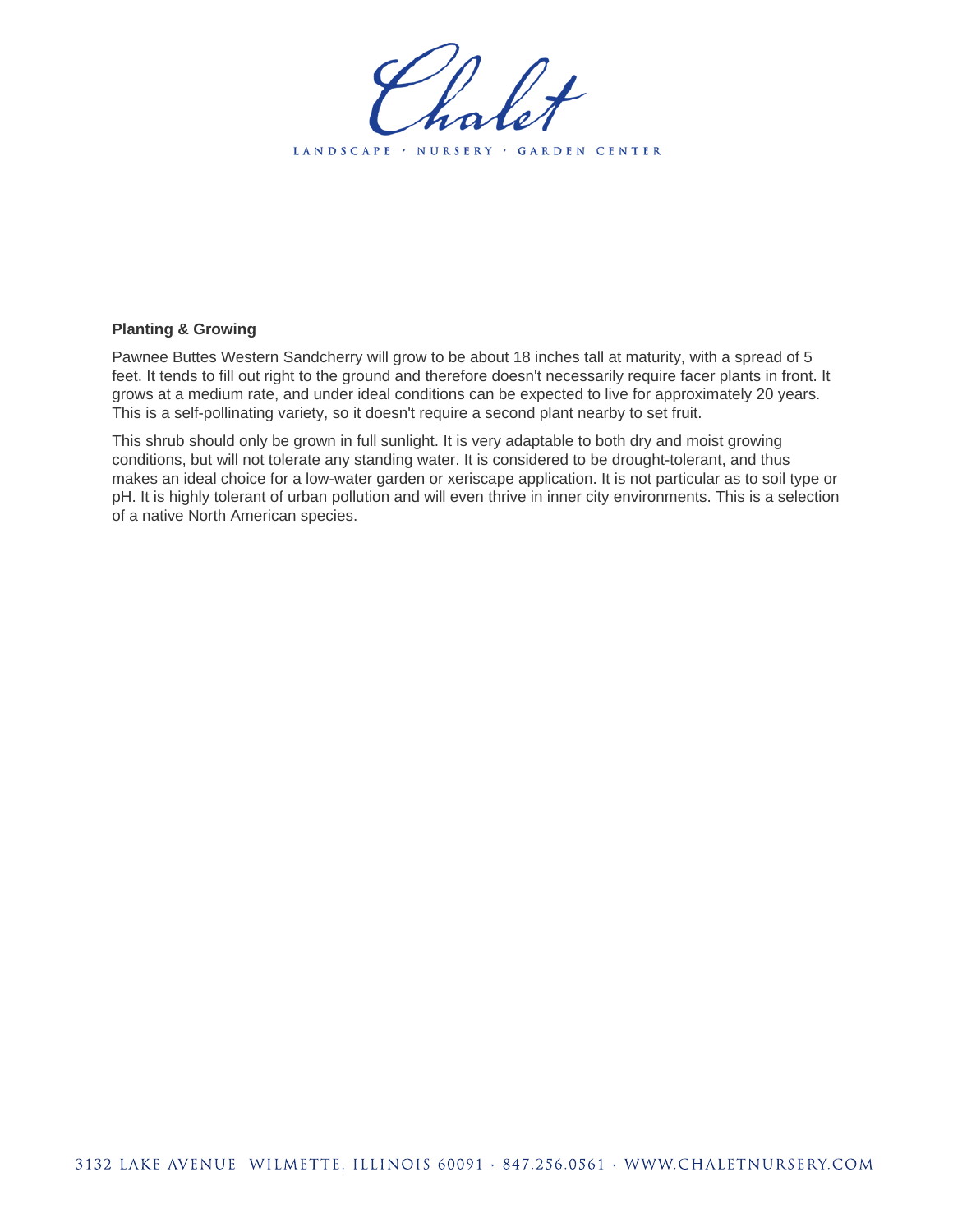### Planting & Growing

Pawnee Buttes Western Sandcherry will grow to be about 18 inches tall at maturity, with a spread of 5 feet. It tends to fill out right to the ground and therefore doesn't necessarily require facer plants in front. It grows at a medium rate, and under ideal conditions can be expected to live for approximately 20 years. This is a self-pollinating variety, so it doesn't require a second plant nearby to set fruit.

This shrub should only be grown in full sunlight. It is very adaptable to both dry and moist growing conditions, but will not tolerate any standing water. It is considered to be drought-tolerant, and thus makes an ideal choice for a low-water garden or xeriscape application. It is not particular as to soil type or pH. It is highly tolerant of urban pollution and will even thrive in inner city environments. This is a selection of a native North American species.